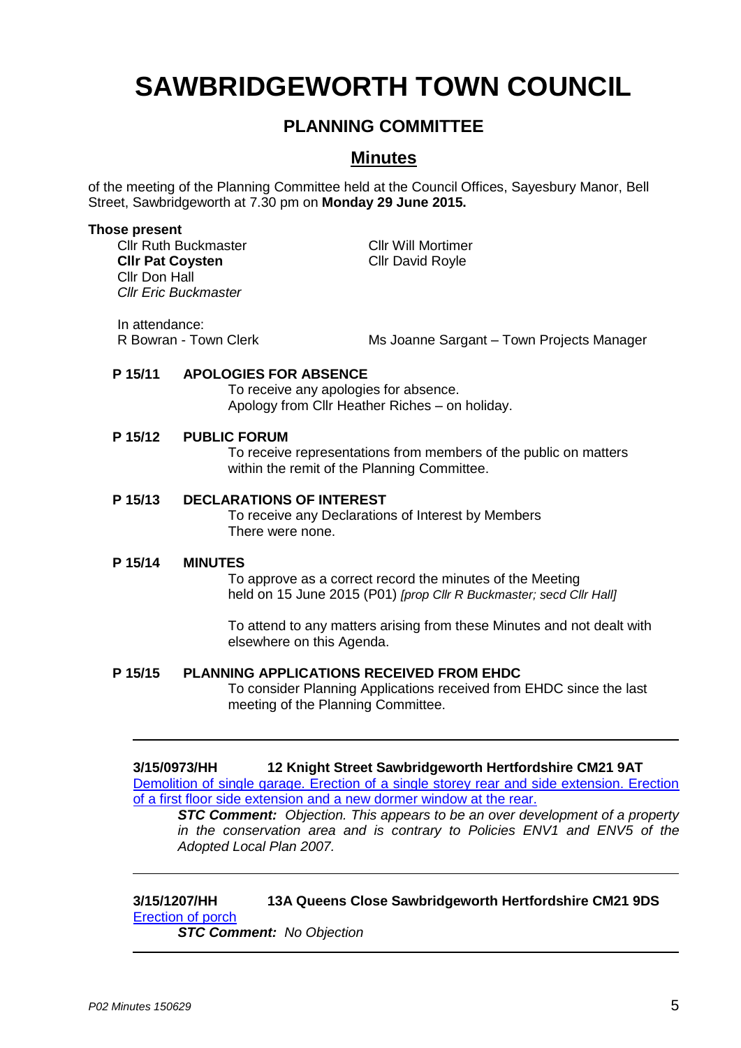# SAWBRIDGEWORTH TOWN COUNCIL

## PLANNING COMMITTEE

## Minutes

of the meeting of the Planning Committee held at the Council Offices, Sayesbury Manor, Bell Street, Sawbridgeworth at 7.30 pm on **Monday 29 June 2015.**

**Those present**

Cllr Ruth Buckmaster
**Cllr Pat Coysten**
Cllr Don Hall
*Cllr Eric Buckmaster*
Cllr Will Mortimer
Cllr David Royle

In attendance:
R Bowran - Town Clerk
Ms Joanne Sargant – Town Projects Manager

**P 15/11 APOLOGIES FOR ABSENCE**

To receive any apologies for absence.
Apology from Cllr Heather Riches – on holiday.

**P 15/12 PUBLIC FORUM**

To receive representations from members of the public on matters within the remit of the Planning Committee.

**P 15/13 DECLARATIONS OF INTEREST**

To receive any Declarations of Interest by Members
There were none.

**P 15/14 MINUTES**

To approve as a correct record the minutes of the Meeting held on 15 June 2015 (P01) *[prop Cllr R Buckmaster; secd Cllr Hall]*

To attend to any matters arising from these Minutes and not dealt with elsewhere on this Agenda.

**P 15/15 PLANNING APPLICATIONS RECEIVED FROM EHDC**

To consider Planning Applications received from EHDC since the last meeting of the Planning Committee.

---

**3/15/0973/HH 12 Knight Street Sawbridgeworth Hertfordshire CM21 9AT**

Demolition of single garage. Erection of a single storey rear and side extension. Erection of a first floor side extension and a new dormer window at the rear.

***STC Comment:*** *Objection. This appears to be an over development of a property in the conservation area and is contrary to Policies ENV1 and ENV5 of the Adopted Local Plan 2007.*

---

**3/15/1207/HH 13A Queens Close Sawbridgeworth Hertfordshire CM21 9DS**

Erection of porch

***STC Comment:*** *No Objection*

---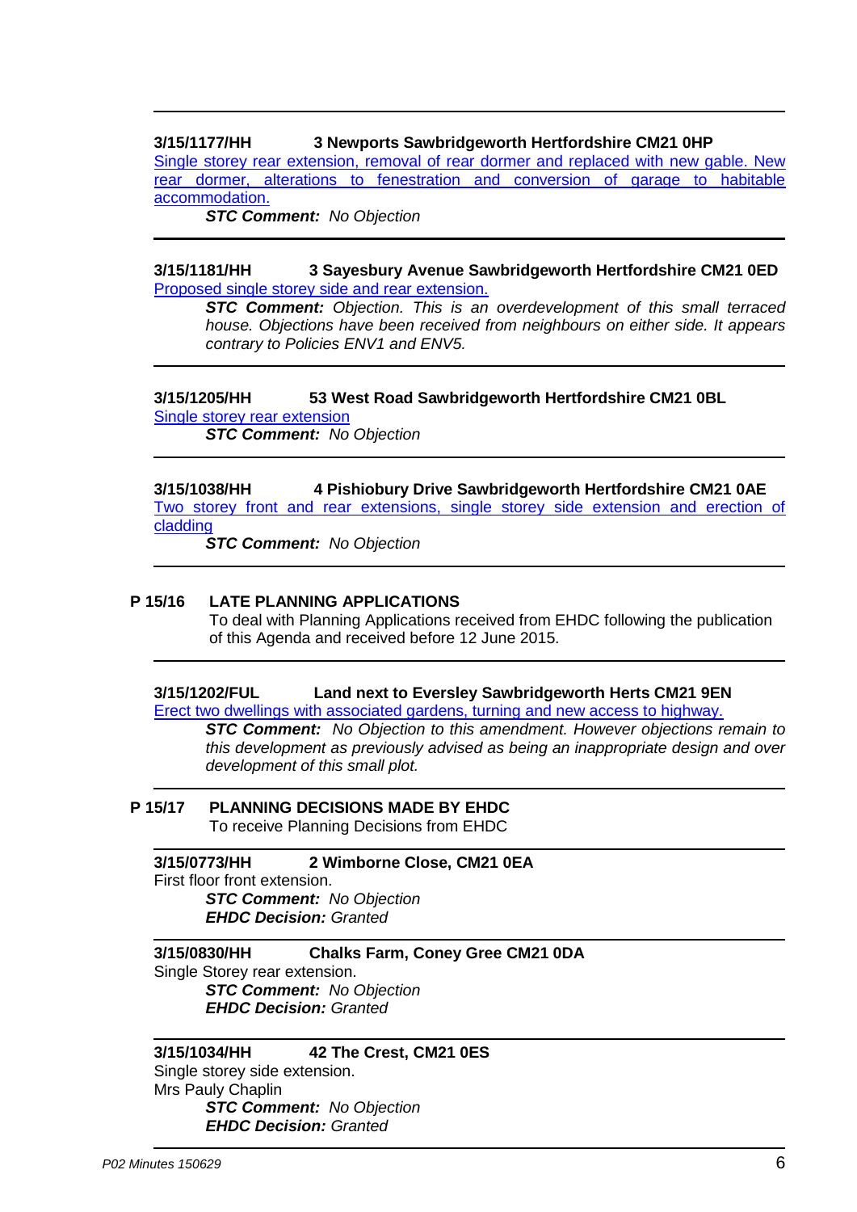---

**3/15/1177/HH 3 Newports Sawbridgeworth Hertfordshire CM21 0HP**

Single storey rear extension, removal of rear dormer and replaced with new gable. New rear dormer, alterations to fenestration and conversion of garage to habitable accommodation.

> ***STC Comment:*** *No Objection*

---

**3/15/1181/HH 3 Sayesbury Avenue Sawbridgeworth Hertfordshire CM21 0ED**

Proposed single storey side and rear extension.

> ***STC Comment:*** *Objection. This is an overdevelopment of this small terraced house. Objections have been received from neighbours on either side. It appears contrary to Policies ENV1 and ENV5.*

---

**3/15/1205/HH 53 West Road Sawbridgeworth Hertfordshire CM21 0BL**

Single storey rear extension

> ***STC Comment:*** *No Objection*

---

**3/15/1038/HH 4 Pishiobury Drive Sawbridgeworth Hertfordshire CM21 0AE**

Two storey front and rear extensions, single storey side extension and erection of cladding

> ***STC Comment:*** *No Objection*

---

## P 15/16 LATE PLANNING APPLICATIONS

To deal with Planning Applications received from EHDC following the publication of this Agenda and received before 12 June 2015.

---

**3/15/1202/FUL Land next to Eversley Sawbridgeworth Herts CM21 9EN**

Erect two dwellings with associated gardens, turning and new access to highway.

> ***STC Comment:*** *No Objection to this amendment. However objections remain to this development as previously advised as being an inappropriate design and over development of this small plot.*

---

## P 15/17 PLANNING DECISIONS MADE BY EHDC

To receive Planning Decisions from EHDC

---

**3/15/0773/HH 2 Wimborne Close, CM21 0EA**

First floor front extension.

> ***STC Comment:*** *No Objection*
> ***EHDC Decision:*** *Granted*

---

**3/15/0830/HH Chalks Farm, Coney Gree CM21 0DA**

Single Storey rear extension.

> ***STC Comment:*** *No Objection*
> ***EHDC Decision:*** *Granted*

---

**3/15/1034/HH 42 The Crest, CM21 0ES**

Single storey side extension.
Mrs Pauly Chaplin

> ***STC Comment:*** *No Objection*
> ***EHDC Decision:*** *Granted*

---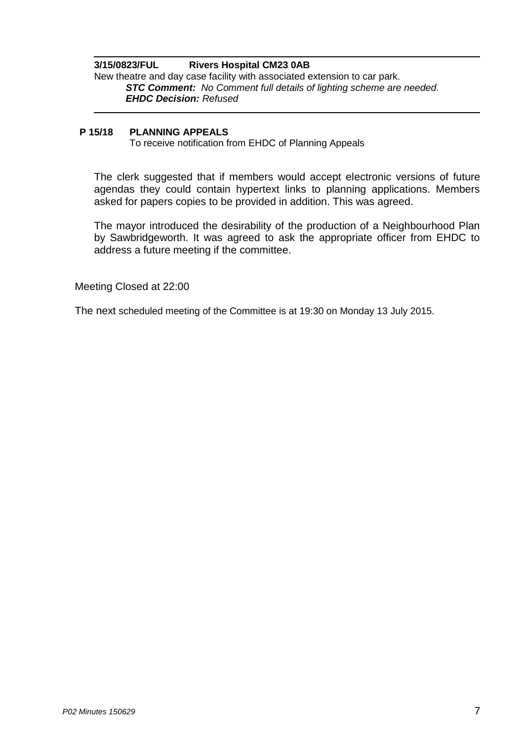**3/15/0823/FUL Rivers Hospital CM23 0AB**

New theatre and day case facility with associated extension to car park.

***STC Comment:*** *No Comment full details of lighting scheme are needed.*

***EHDC Decision:*** *Refused*

---

**P 15/18 PLANNING APPEALS**

To receive notification from EHDC of Planning Appeals

The clerk suggested that if members would accept electronic versions of future agendas they could contain hypertext links to planning applications. Members asked for papers copies to be provided in addition. This was agreed.

The mayor introduced the desirability of the production of a Neighbourhood Plan by Sawbridgeworth. It was agreed to ask the appropriate officer from EHDC to address a future meeting if the committee.

Meeting Closed at 22:00

The next scheduled meeting of the Committee is at 19:30 on Monday 13 July 2015.